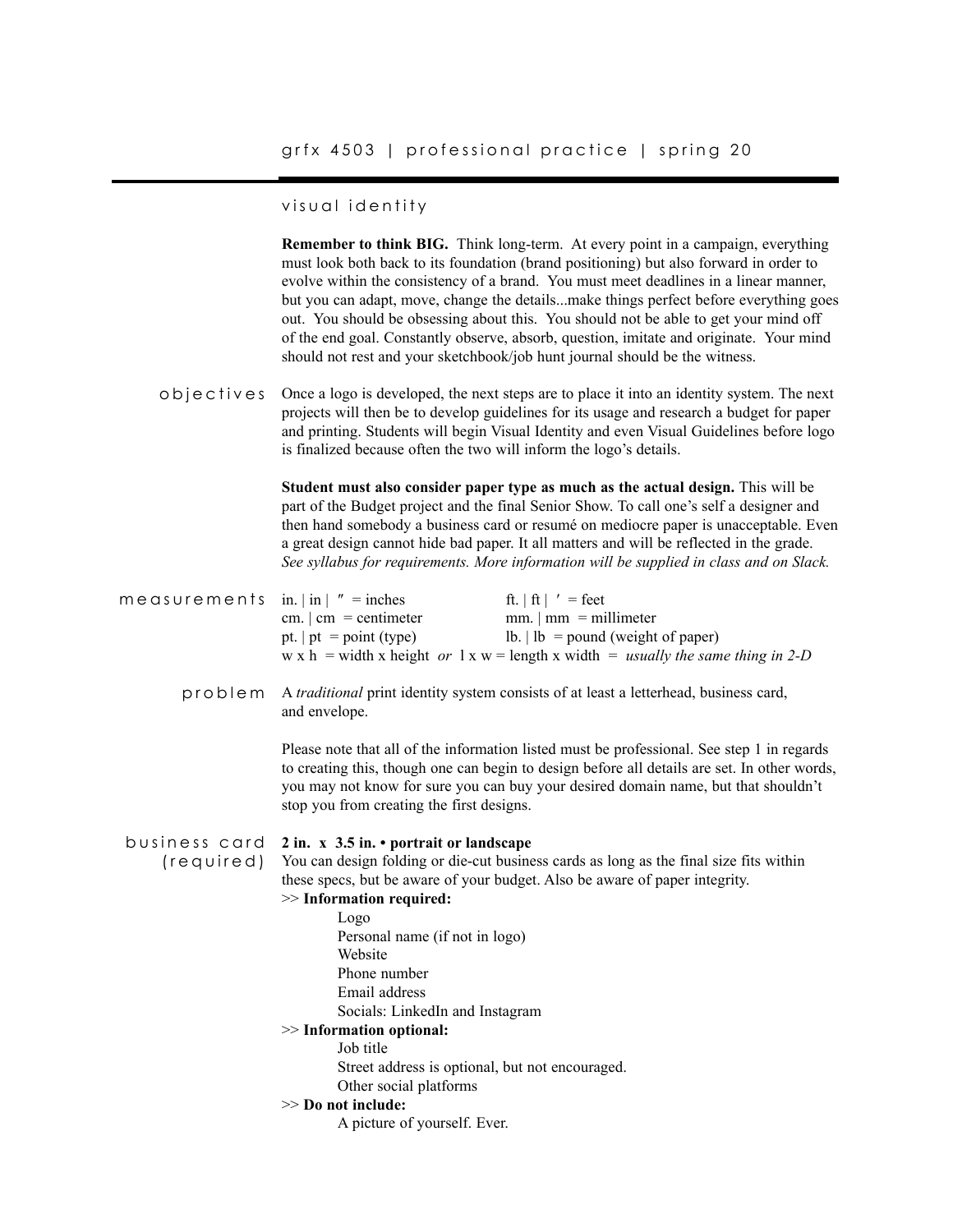# grfx 4503 | professional practice | spring 20

## visual identity

**Remember to think BIG.** Think long-term. At every point in a campaign, everything must look both back to its foundation (brand positioning) but also forward in order to evolve within the consistency of a brand. You must meet deadlines in a linear manner, but you can adapt, move, change the details...make things perfect before everything goes out. You should be obsessing about this. You should not be able to get your mind off of the end goal. Constantly observe, absorb, question, imitate and originate. Your mind should not rest and your sketchbook/job hunt journal should be the witness.

### objectives

Once a logo is developed, the next steps are to place it into an identity system. The next projects will then be to develop guidelines for its usage and research a budget for paper and printing. Students will begin Visual Identity and even Visual Guidelines before logo is finalized because often the two will inform the logo's details.

**Student must also consider paper type as much as the actual design.** This will be part of the Budget project and the final Senior Show. To call one's self a designer and then hand somebody a business card or resumé on mediocre paper is unacceptable. Even a great design cannot hide bad paper. It all matters and will be reflected in the grade. *See syllabus for requirements. More information will be supplied in class and on Slack.*

### measurements

| | |
|---|---|
| in. \| in \| ″ = inches | ft. \| ft \| ′ = feet |
| cm. \| cm = centimeter | mm. \| mm = millimeter |
| pt. \| pt = point (type) | lb. \| lb = pound (weight of paper) |

w x h = width x height *or* l x w = length x width = *usually the same thing in 2-D*

### problem

A *traditional* print identity system consists of at least a letterhead, business card, and envelope.

Please note that all of the information listed must be professional. See step 1 in regards to creating this, though one can begin to design before all details are set. In other words, you may not know for sure you can buy your desired domain name, but that shouldn't stop you from creating the first designs.

### business card (required)

**2 in. x 3.5 in. • portrait or landscape**

You can design folding or die-cut business cards as long as the final size fits within these specs, but be aware of your budget. Also be aware of paper integrity.

>> **Information required:**

- Logo
- Personal name (if not in logo)
- Website
- Phone number
- Email address
- Socials: LinkedIn and Instagram

>> **Information optional:**

- Job title
- Street address is optional, but not encouraged.
- Other social platforms

>> **Do not include:**

- A picture of yourself. Ever.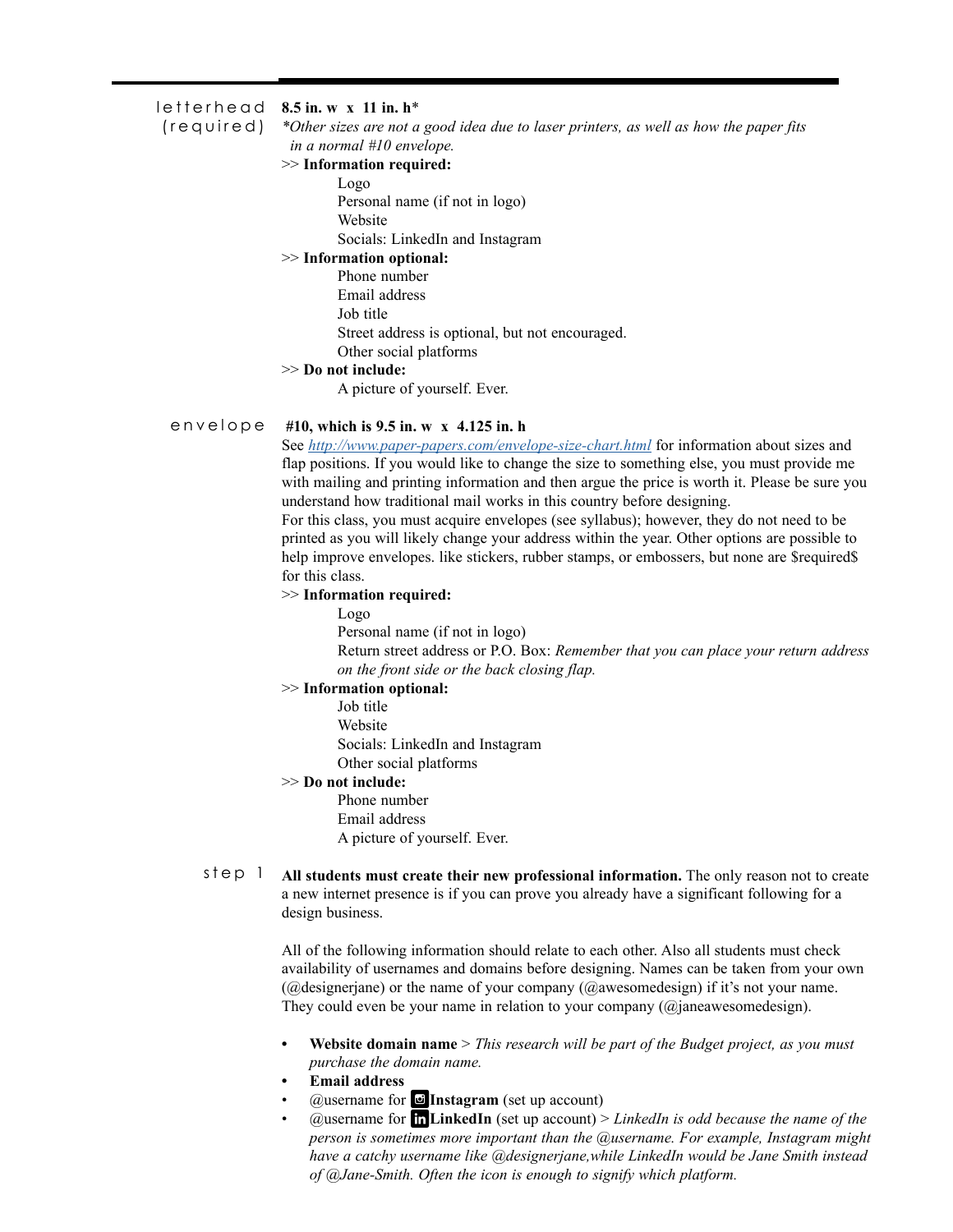## letterhead (required)

**8.5 in. w x 11 in. h***

*\*Other sizes are not a good idea due to laser printers, as well as how the paper fits in a normal #10 envelope.*

>> **Information required:**

- Logo
- Personal name (if not in logo)
- Website
- Socials: LinkedIn and Instagram

>> **Information optional:**

- Phone number
- Email address
- Job title
- Street address is optional, but not encouraged.
- Other social platforms

>> **Do not include:**

- A picture of yourself. Ever.

## envelope

**#10, which is 9.5 in. w x 4.125 in. h**

See [http://www.paper-papers.com/envelope-size-chart.html](http://www.paper-papers.com/envelope-size-chart.html) for information about sizes and flap positions. If you would like to change the size to something else, you must provide me with mailing and printing information and then argue the price is worth it. Please be sure you understand how traditional mail works in this country before designing.

For this class, you must acquire envelopes (see syllabus); however, they do not need to be printed as you will likely change your address within the year. Other options are possible to help improve envelopes. like stickers, rubber stamps, or embossers, but none are $required$ for this class.

>> **Information required:**

- Logo
- Personal name (if not in logo)
- Return street address or P.O. Box: *Remember that you can place your return address on the front side or the back closing flap.*

>> **Information optional:**

- Job title
- Website
- Socials: LinkedIn and Instagram
- Other social platforms

>> **Do not include:**

- Phone number
- Email address
- A picture of yourself. Ever.

## step 1

**All students must create their new professional information.** The only reason not to create a new internet presence is if you can prove you already have a significant following for a design business.

All of the following information should relate to each other. Also all students must check availability of usernames and domains before designing. Names can be taken from your own (@designerjane) or the name of your company (@awesomedesign) if it's not your name. They could even be your name in relation to your company (@janeawesomedesign).

- **Website domain name** > *This research will be part of the Budget project, as you must purchase the domain name.*
- **Email address**
- @username for **Instagram** (set up account)
- @username for **LinkedIn** (set up account) > *LinkedIn is odd because the name of the person is sometimes more important than the @username. For example, Instagram might have a catchy username like @designerjane,while LinkedIn would be Jane Smith instead of @Jane-Smith. Often the icon is enough to signify which platform.*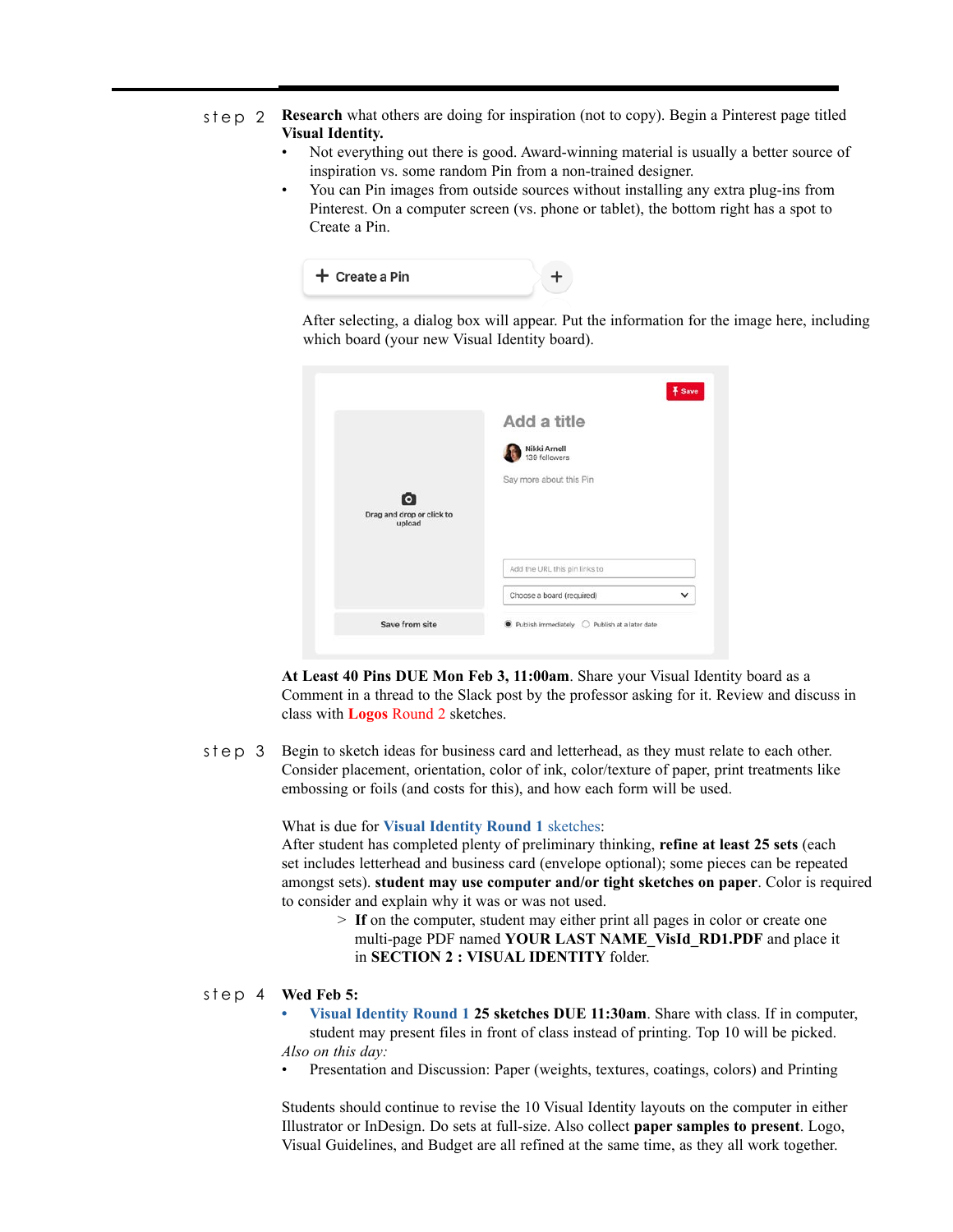step 2 **Research** what others are doing for inspiration (not to copy). Begin a Pinterest page titled **Visual Identity.**

- Not everything out there is good. Award-winning material is usually a better source of inspiration vs. some random Pin from a non-trained designer.
- You can Pin images from outside sources without installing any extra plug-ins from Pinterest. On a computer screen (vs. phone or tablet), the bottom right has a spot to Create a Pin.

+ Create a Pin +

After selecting, a dialog box will appear. Put the information for the image here, including which board (your new Visual Identity board).

Save

Add a title

Nikki Arnell
139 followers

Say more about this Pin

Drag and drop or click to upload

Add the URL this pin links to

Choose a board (required)

Save from site

Publish immediately Publish at a later date

**At Least 40 Pins DUE Mon Feb 3, 11:00am**. Share your Visual Identity board as a Comment in a thread to the Slack post by the professor asking for it. Review and discuss in class with **Logos** Round 2 sketches.

step 3 Begin to sketch ideas for business card and letterhead, as they must relate to each other. Consider placement, orientation, color of ink, color/texture of paper, print treatments like embossing or foils (and costs for this), and how each form will be used.

What is due for **Visual Identity Round 1** sketches:
After student has completed plenty of preliminary thinking, **refine at least 25 sets** (each set includes letterhead and business card (envelope optional); some pieces can be repeated amongst sets). **student may use computer and/or tight sketches on paper**. Color is required to consider and explain why it was or was not used.

> **If** on the computer, student may either print all pages in color or create one multi-page PDF named **YOUR LAST NAME_VisId_RD1.PDF** and place it in **SECTION 2 : VISUAL IDENTITY** folder.

step 4 **Wed Feb 5:**

- **Visual Identity Round 1 25 sketches DUE 11:30am**. Share with class. If in computer, student may present files in front of class instead of printing. Top 10 will be picked.

*Also on this day:*

- Presentation and Discussion: Paper (weights, textures, coatings, colors) and Printing

Students should continue to revise the 10 Visual Identity layouts on the computer in either Illustrator or InDesign. Do sets at full-size. Also collect **paper samples to present**. Logo, Visual Guidelines, and Budget are all refined at the same time, as they all work together.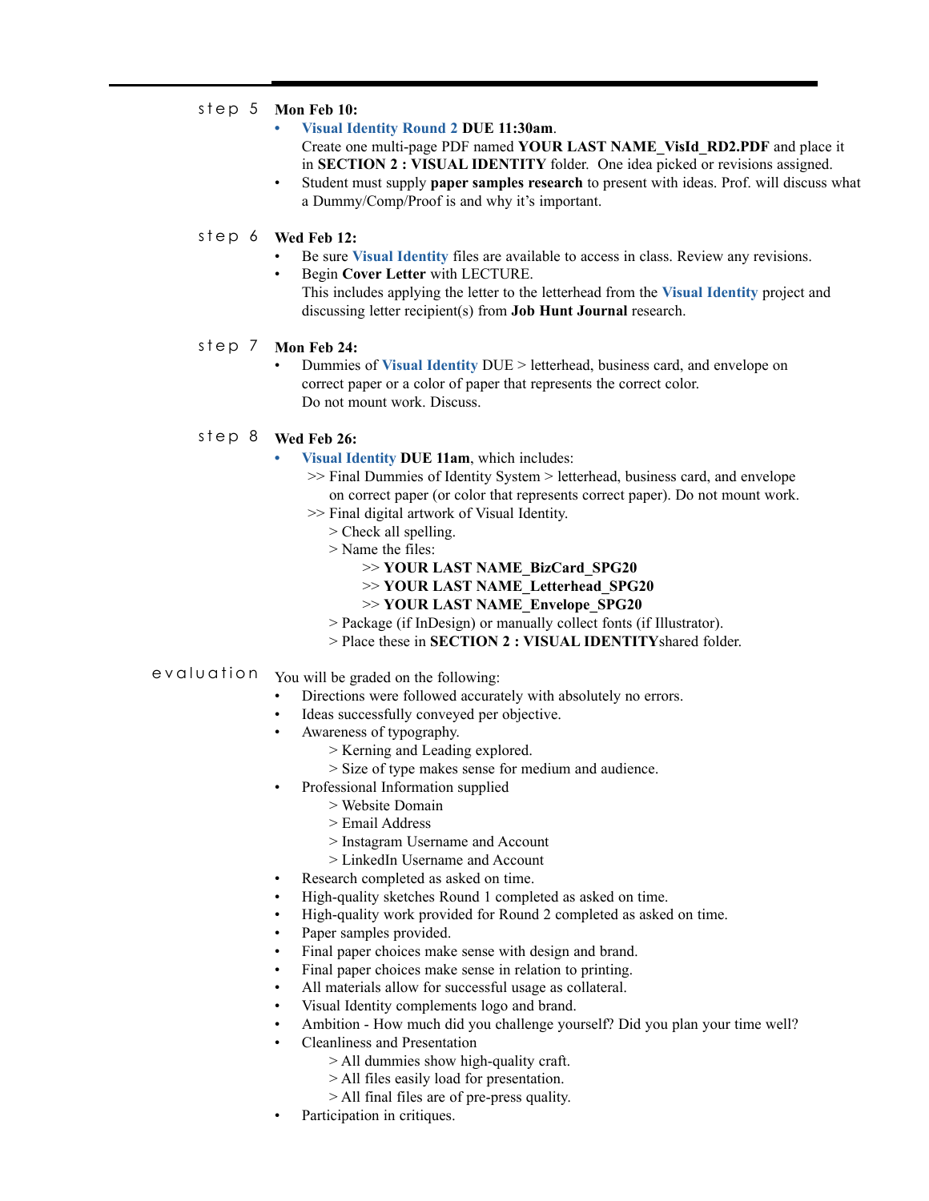**step 5** **Mon Feb 10:**

- **Visual Identity Round 2 DUE 11:30am.**
  Create one multi-page PDF named **YOUR LAST NAME_VisId_RD2.PDF** and place it in **SECTION 2 : VISUAL IDENTITY** folder. One idea picked or revisions assigned.
- Student must supply **paper samples research** to present with ideas. Prof. will discuss what a Dummy/Comp/Proof is and why it's important.

**step 6** **Wed Feb 12:**

- Be sure **Visual Identity** files are available to access in class. Review any revisions.
- Begin **Cover Letter** with LECTURE.
  This includes applying the letter to the letterhead from the **Visual Identity** project and discussing letter recipient(s) from **Job Hunt Journal** research.

**step 7** **Mon Feb 24:**

- Dummies of **Visual Identity** DUE > letterhead, business card, and envelope on correct paper or a color of paper that represents the correct color.
  Do not mount work. Discuss.

**step 8** **Wed Feb 26:**

- **Visual Identity DUE 11am**, which includes:
  >> Final Dummies of Identity System > letterhead, business card, and envelope on correct paper (or color that represents correct paper). Do not mount work.
  >> Final digital artwork of Visual Identity.
  > Check all spelling.
  > Name the files:
  >> **YOUR LAST NAME_BizCard_SPG20**
  >> **YOUR LAST NAME_Letterhead_SPG20**
  >> **YOUR LAST NAME_Envelope_SPG20**
  > Package (if InDesign) or manually collect fonts (if Illustrator).
  > Place these in **SECTION 2 : VISUAL IDENTITY**shared folder.

**evaluation** You will be graded on the following:

- Directions were followed accurately with absolutely no errors.
- Ideas successfully conveyed per objective.
- Awareness of typography.
  > Kerning and Leading explored.
  > Size of type makes sense for medium and audience.
- Professional Information supplied
  > Website Domain
  > Email Address
  > Instagram Username and Account
  > LinkedIn Username and Account
- Research completed as asked on time.
- High-quality sketches Round 1 completed as asked on time.
- High-quality work provided for Round 2 completed as asked on time.
- Paper samples provided.
- Final paper choices make sense with design and brand.
- Final paper choices make sense in relation to printing.
- All materials allow for successful usage as collateral.
- Visual Identity complements logo and brand.
- Ambition - How much did you challenge yourself? Did you plan your time well?
- Cleanliness and Presentation
  > All dummies show high-quality craft.
  > All files easily load for presentation.
  > All final files are of pre-press quality.
- Participation in critiques.